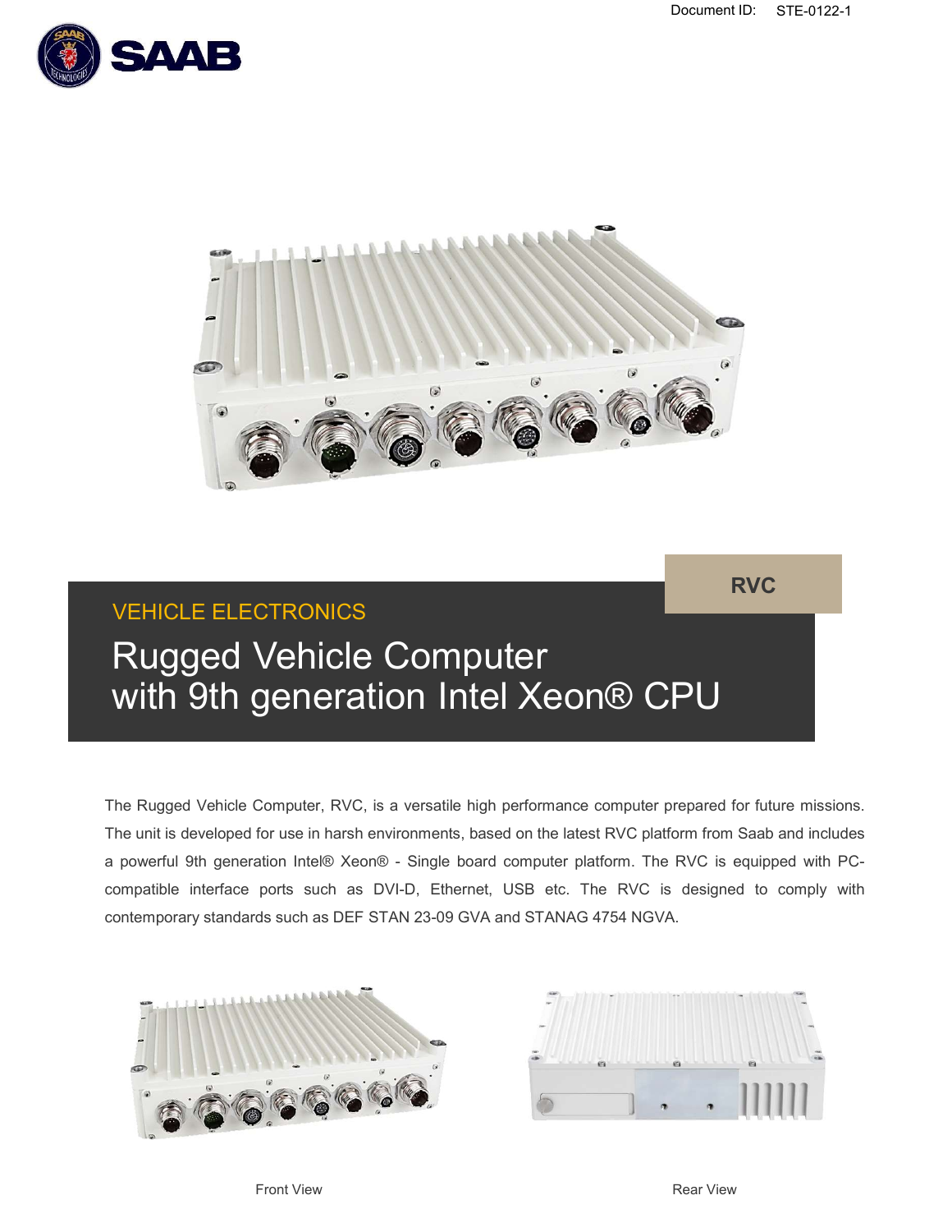Document ID: STE-0122-1

RVC

VEHICLE ELECTRONICS

# Rugged Vehicle Computer with 9th generation Intel Xeon® CPU

The Rugged Vehicle Computer, RVC, is a versatile high performance computer prepared for future missions. The unit is developed for use in harsh environments, based on the latest RVC platform from Saab and includes a powerful 9th generation Intel® Xeon® - Single board computer platform. The RVC is equipped with PC-compatible interface ports such as DVI-D, Ethernet, USB etc. The RVC is designed to comply with contemporary standards such as DEF STAN 23-09 GVA and STANAG 4754 NGVA.

Front View

Rear View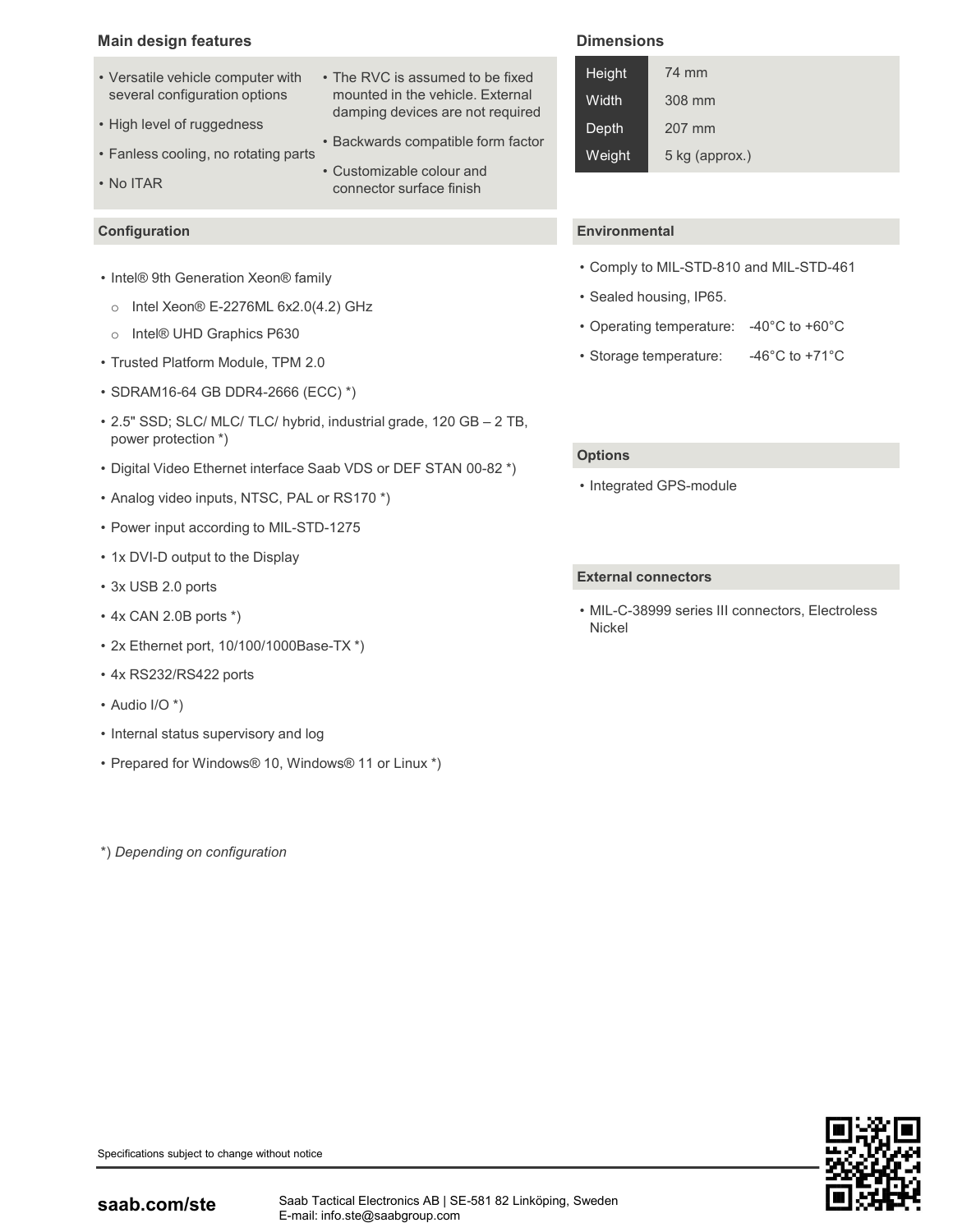## Main design features

- Versatile vehicle computer with several configuration options
- High level of ruggedness
- Fanless cooling, no rotating parts
- No ITAR
- The RVC is assumed to be fixed mounted in the vehicle. External damping devices are not required
- Backwards compatible form factor
- Customizable colour and connector surface finish

## Configuration

- Intel® 9th Generation Xeon® family
  - Intel Xeon® E-2276ML 6x2.0(4.2) GHz
  - Intel® UHD Graphics P630
- Trusted Platform Module, TPM 2.0
- SDRAM16-64 GB DDR4-2666 (ECC) *)
- 2.5" SSD; SLC/ MLC/ TLC/ hybrid, industrial grade, 120 GB – 2 TB, power protection *)
- Digital Video Ethernet interface Saab VDS or DEF STAN 00-82 *)
- Analog video inputs, NTSC, PAL or RS170 *)
- Power input according to MIL-STD-1275
- 1x DVI-D output to the Display
- 3x USB 2.0 ports
- 4x CAN 2.0B ports *)
- 2x Ethernet port, 10/100/1000Base-TX *)
- 4x RS232/RS422 ports
- Audio I/O *)
- Internal status supervisory and log
- Prepared for Windows® 10, Windows® 11 or Linux *)

*) *Depending on configuration*

## Dimensions

| | |
|---|---|
| Height | 74 mm |
| Width | 308 mm |
| Depth | 207 mm |
| Weight | 5 kg (approx.) |

## Environmental

- Comply to MIL-STD-810 and MIL-STD-461
- Sealed housing, IP65.
- Operating temperature: -40°C to +60°C
- Storage temperature: -46°C to +71°C

## Options

- Integrated GPS-module

## External connectors

- MIL-C-38999 series III connectors, Electroless Nickel

Specifications subject to change without notice

**saab.com/ste**

Saab Tactical Electronics AB | SE-581 82 Linköping, Sweden
E-mail: info.ste@saabgroup.com